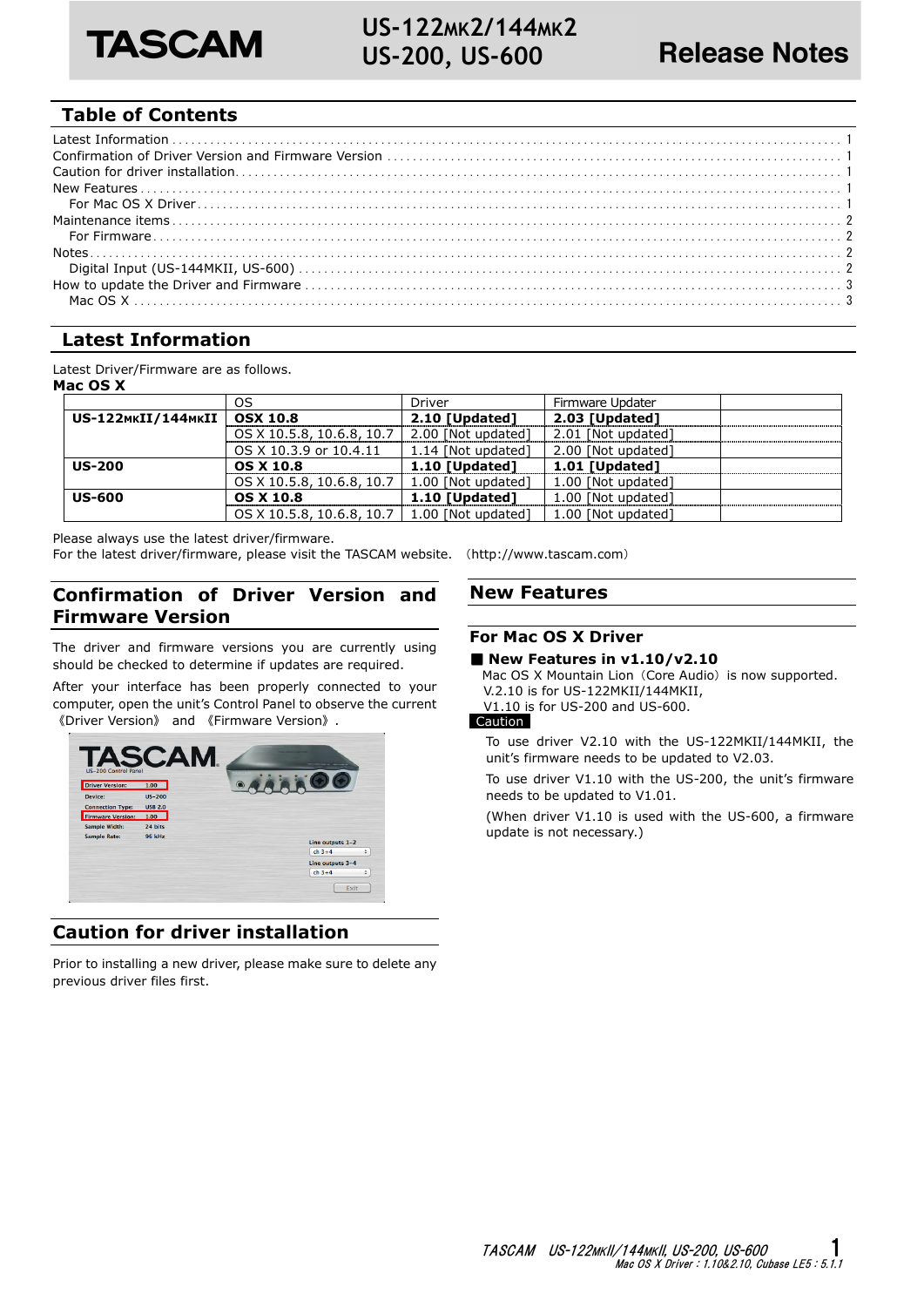# TASCAM US-122MK2/144MK2 US-200, US-600 Release Notes

## Table of Contents

- Latest Information ..... 1
- Confirmation of Driver Version and Firmware Version ..... 1
- Caution for driver installation ..... 1
- New Features ..... 1
  - For Mac OS X Driver ..... 1
- Maintenance items ..... 2
  - For Firmware ..... 2
- Notes ..... 2
  - Digital Input (US-144MKII, US-600) ..... 2
- How to update the Driver and Firmware ..... 3
  - Mac OS X ..... 3

## Latest Information

Latest Driver/Firmware are as follows.

**Mac OS X**

| | OS | Driver | Firmware Updater | |
|---|---|---|---|---|
| **US-122MKII/144MKII** | **OSX 10.8** | **2.10 [Updated]** | **2.03 [Updated]** | |
| | OS X 10.5.8, 10.6.8, 10.7 | 2.00 [Not updated] | 2.01 [Not updated] | |
| | OS X 10.3.9 or 10.4.11 | 1.14 [Not updated] | 2.00 [Not updated] | |
| **US-200** | **OS X 10.8** | **1.10 [Updated]** | **1.01 [Updated]** | |
| | OS X 10.5.8, 10.6.8, 10.7 | 1.00 [Not updated] | 1.00 [Not updated] | |
| **US-600** | **OS X 10.8** | **1.10 [Updated]** | 1.00 [Not updated] | |
| | OS X 10.5.8, 10.6.8, 10.7 | 1.00 [Not updated] | 1.00 [Not updated] | |

Please always use the latest driver/firmware.

For the latest driver/firmware, please visit the TASCAM website. （http://www.tascam.com）

## Confirmation of Driver Version and Firmware Version

The driver and firmware versions you are currently using should be checked to determine if updates are required.

After your interface has been properly connected to your computer, open the unit's Control Panel to observe the current 《Driver Version》 and 《Firmware Version》.

## Caution for driver installation

Prior to installing a new driver, please make sure to delete any previous driver files first.

## New Features

### For Mac OS X Driver

**■ New Features in v1.10/v2.10**

Mac OS X Mountain Lion（Core Audio）is now supported.
V.2.10 is for US-122MKII/144MKII,
V1.10 is for US-200 and US-600.

**Caution**

To use driver V2.10 with the US-122MKII/144MKII, the unit's firmware needs to be updated to V2.03.

To use driver V1.10 with the US-200, the unit's firmware needs to be updated to V1.01.

(When driver V1.10 is used with the US-600, a firmware update is not necessary.)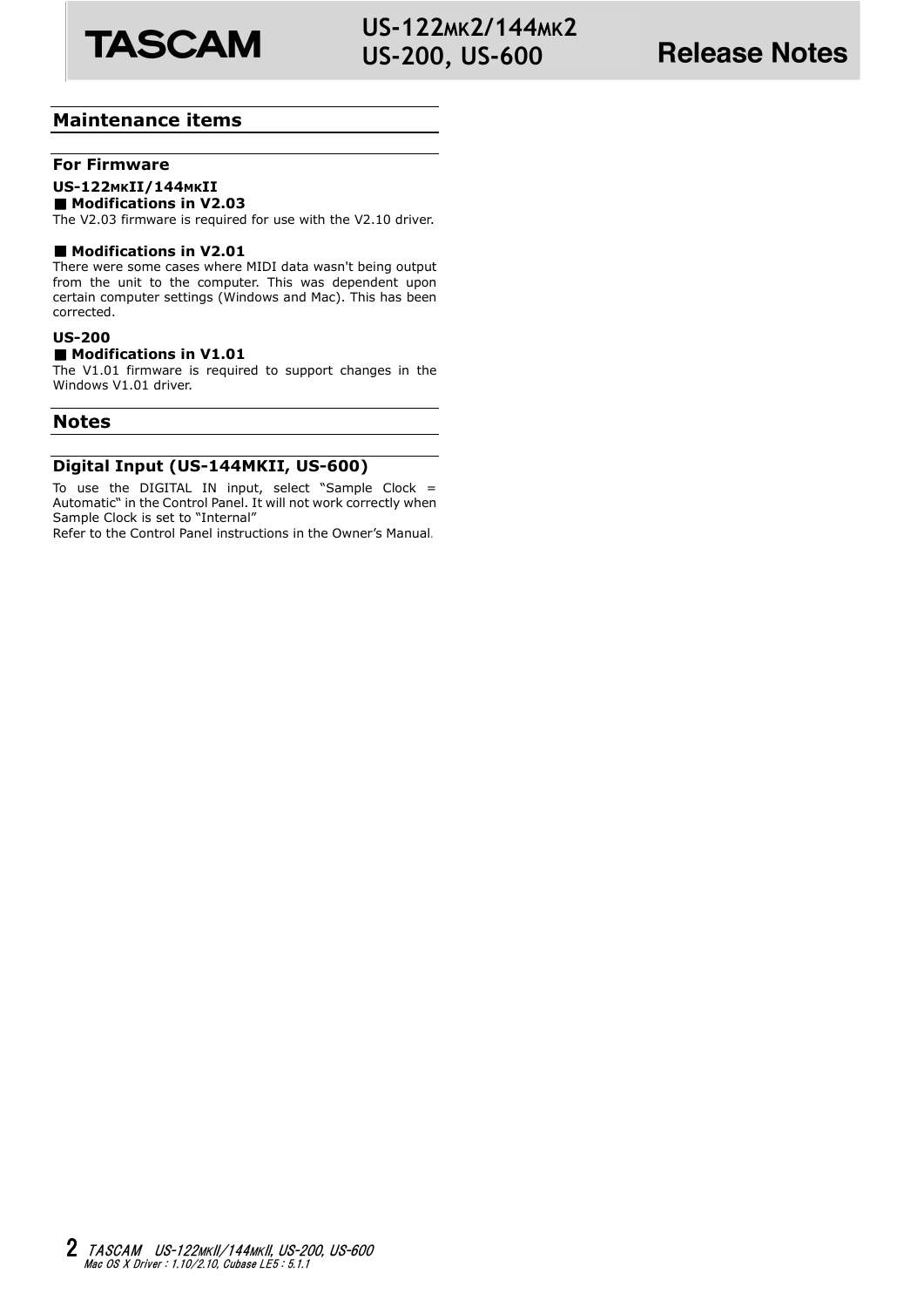## Maintenance items

### For Firmware

**US-122MKII/144MKII**

**■ Modifications in V2.03**

The V2.03 firmware is required for use with the V2.10 driver.

**■ Modifications in V2.01**

There were some cases where MIDI data wasn't being output from the unit to the computer. This was dependent upon certain computer settings (Windows and Mac). This has been corrected.

**US-200**

**■ Modifications in V1.01**

The V1.01 firmware is required to support changes in the Windows V1.01 driver.

## Notes

### Digital Input (US-144MKII, US-600)

To use the DIGITAL IN input, select "Sample Clock = Automatic" in the Control Panel. It will not work correctly when Sample Clock is set to "Internal"

Refer to the Control Panel instructions in the Owner's Manual.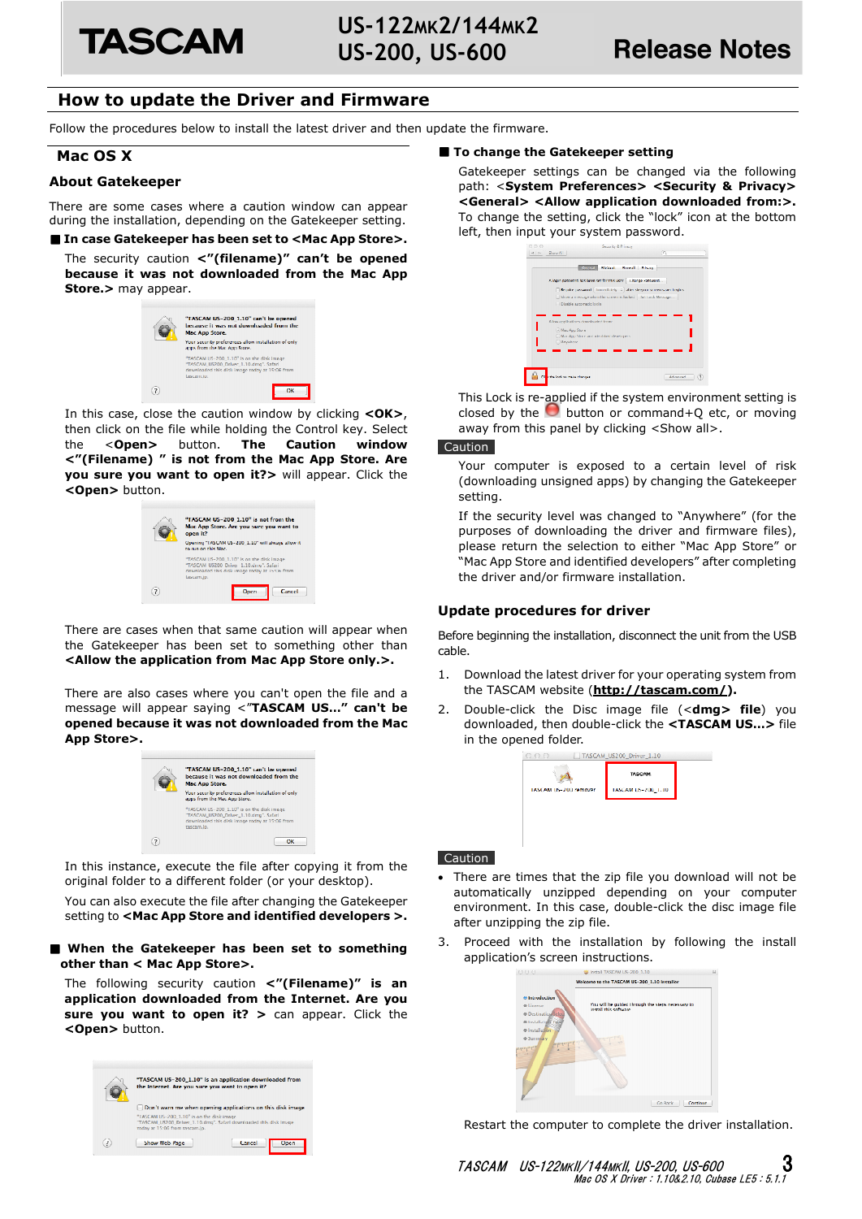## How to update the Driver and Firmware

Follow the procedures below to install the latest driver and then update the firmware.

### Mac OS X

#### About Gatekeeper

There are some cases where a caution window can appear during the installation, depending on the Gatekeeper setting.

**■ In case Gatekeeper has been set to <Mac App Store>.**

The security caution **<"(filename)" can't be opened because it was not downloaded from the Mac App Store.>** may appear.

In this case, close the caution window by clicking **<OK>**, then click on the file while holding the Control key. Select the **<Open>** button. **The Caution window <"(Filename) " is not from the Mac App Store. Are you sure you want to open it?>** will appear. Click the **<Open>** button.

There are cases when that same caution will appear when the Gatekeeper has been set to something other than **<Allow the application from Mac App Store only.>.**

There are also cases where you can't open the file and a message will appear saying <**"TASCAM US..." can't be opened because it was not downloaded from the Mac App Store>.**

In this instance, execute the file after copying it from the original folder to a different folder (or your desktop).

You can also execute the file after changing the Gatekeeper setting to **<Mac App Store and identified developers >.**

**■ When the Gatekeeper has been set to something other than < Mac App Store>.**

The following security caution **<"(Filename)" is an application downloaded from the Internet. Are you sure you want to open it? >** can appear. Click the **<Open>** button.

**■ To change the Gatekeeper setting**

Gatekeeper settings can be changed via the following path: **<System Preferences> <Security & Privacy> <General> <Allow application downloaded from:>.** To change the setting, click the "lock" icon at the bottom left, then input your system password.

This Lock is re-applied if the system environment setting is closed by the button or command+Q etc, or moving away from this panel by clicking <Show all>.

Caution

Your computer is exposed to a certain level of risk (downloading unsigned apps) by changing the Gatekeeper setting.

If the security level was changed to "Anywhere" (for the purposes of downloading the driver and firmware files), please return the selection to either "Mac App Store" or "Mac App Store and identified developers" after completing the driver and/or firmware installation.

#### Update procedures for driver

Before beginning the installation, disconnect the unit from the USB cable.

1. Download the latest driver for your operating system from the TASCAM website (**http://tascam.com/**).
2. Double-click the Disc image file (**<dmg> file**) you downloaded, then double-click the **<TASCAM US...>** file in the opened folder.

Caution

- There are times that the zip file you download will not be automatically unzipped depending on your computer environment. In this case, double-click the disc image file after unzipping the zip file.

3. Proceed with the installation by following the install application's screen instructions.

Restart the computer to complete the driver installation.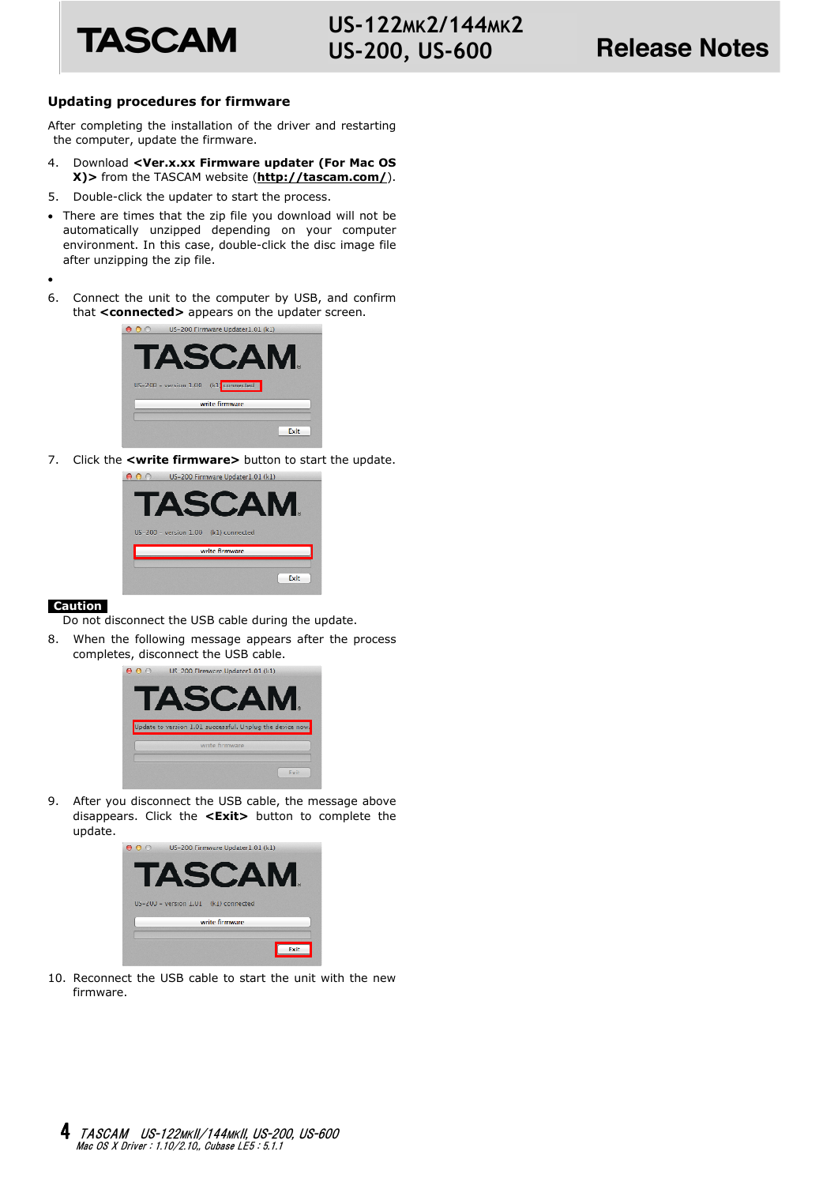### Updating procedures for firmware

After completing the installation of the driver and restarting the computer, update the firmware.

4. Download **<Ver.x.xx Firmware updater (For Mac OS X)>** from the TASCAM website (**http://tascam.com/**).
5. Double-click the updater to start the process.

- There are times that the zip file you download will not be automatically unzipped depending on your computer environment. In this case, double-click the disc image file after unzipping the zip file.
- 

6. Connect the unit to the computer by USB, and confirm that **<connected>** appears on the updater screen.
7. Click the **<write firmware>** button to start the update.

**Caution**

Do not disconnect the USB cable during the update.

8. When the following message appears after the process completes, disconnect the USB cable.
9. After you disconnect the USB cable, the message above disappears. Click the **<Exit>** button to complete the update.
10. Reconnect the USB cable to start the unit with the new firmware.